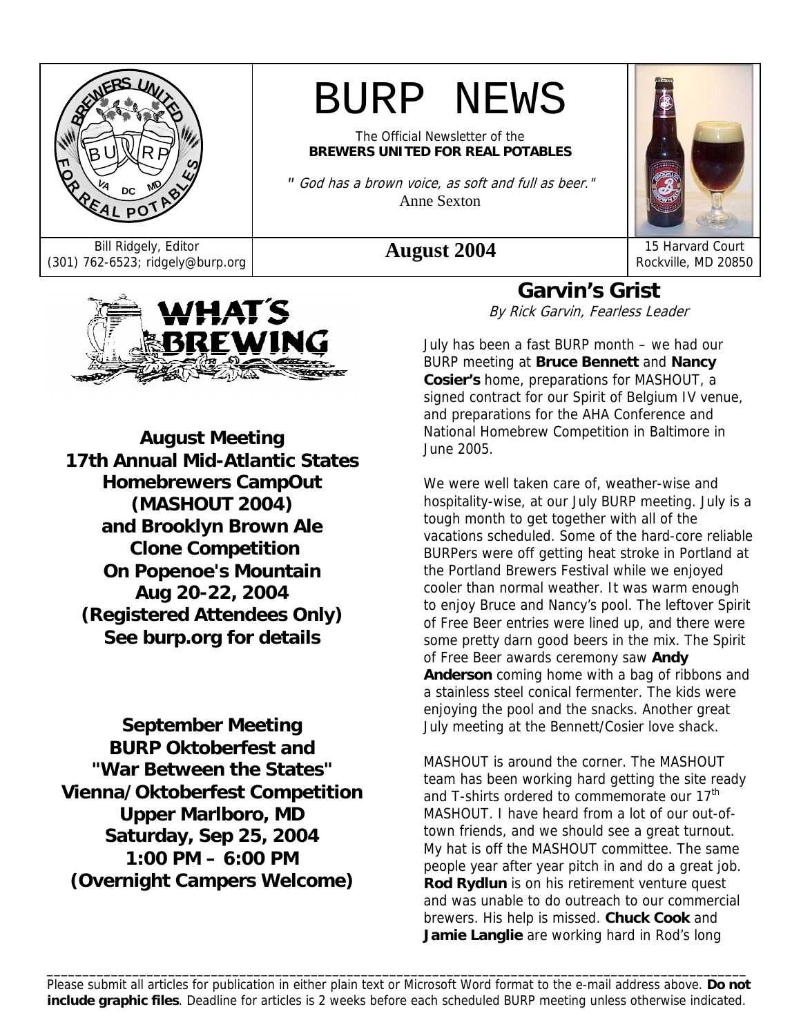# BURP NEWS

The Official Newsletter of the
**BREWERS UNITED FOR REAL POTABLES**

*" God has a brown voice, as soft and full as beer."*
Anne Sexton

Bill Ridgely, Editor
(301) 762-6523; ridgely@burp.org

**August 2004**

15 Harvard Court
Rockville, MD 20850

## WHAT'S BREWING

**August Meeting**
**17th Annual Mid-Atlantic States Homebrewers CampOut (MASHOUT 2004)**
**and Brooklyn Brown Ale Clone Competition**
**On Popenoe's Mountain**
**Aug 20-22, 2004**
**(Registered Attendees Only)**
**See burp.org for details**

**September Meeting**
**BURP Oktoberfest and "War Between the States" Vienna/Oktoberfest Competition**
**Upper Marlboro, MD**
**Saturday, Sep 25, 2004**
**1:00 PM – 6:00 PM**
**(Overnight Campers Welcome)**

## Garvin's Grist

*By Rick Garvin, Fearless Leader*

July has been a fast BURP month – we had our BURP meeting at **Bruce Bennett** and **Nancy Cosier's** home, preparations for MASHOUT, a signed contract for our Spirit of Belgium IV venue, and preparations for the AHA Conference and National Homebrew Competition in Baltimore in June 2005.

We were well taken care of, weather-wise and hospitality-wise, at our July BURP meeting. July is a tough month to get together with all of the vacations scheduled. Some of the hard-core reliable BURPers were off getting heat stroke in Portland at the Portland Brewers Festival while we enjoyed cooler than normal weather. It was warm enough to enjoy Bruce and Nancy's pool. The leftover Spirit of Free Beer entries were lined up, and there were some pretty darn good beers in the mix. The Spirit of Free Beer awards ceremony saw **Andy Anderson** coming home with a bag of ribbons and a stainless steel conical fermenter. The kids were enjoying the pool and the snacks. Another great July meeting at the Bennett/Cosier love shack.

MASHOUT is around the corner. The MASHOUT team has been working hard getting the site ready and T-shirts ordered to commemorate our 17th MASHOUT. I have heard from a lot of our out-of-town friends, and we should see a great turnout. My hat is off the MASHOUT committee. The same people year after year pitch in and do a great job. **Rod Rydlun** is on his retirement venture quest and was unable to do outreach to our commercial brewers. His help is missed. **Chuck Cook** and **Jamie Langlie** are working hard in Rod's long

---

Please submit all articles for publication in either plain text or Microsoft Word format to the e-mail address above. **Do not include graphic files**. Deadline for articles is 2 weeks before each scheduled BURP meeting unless otherwise indicated.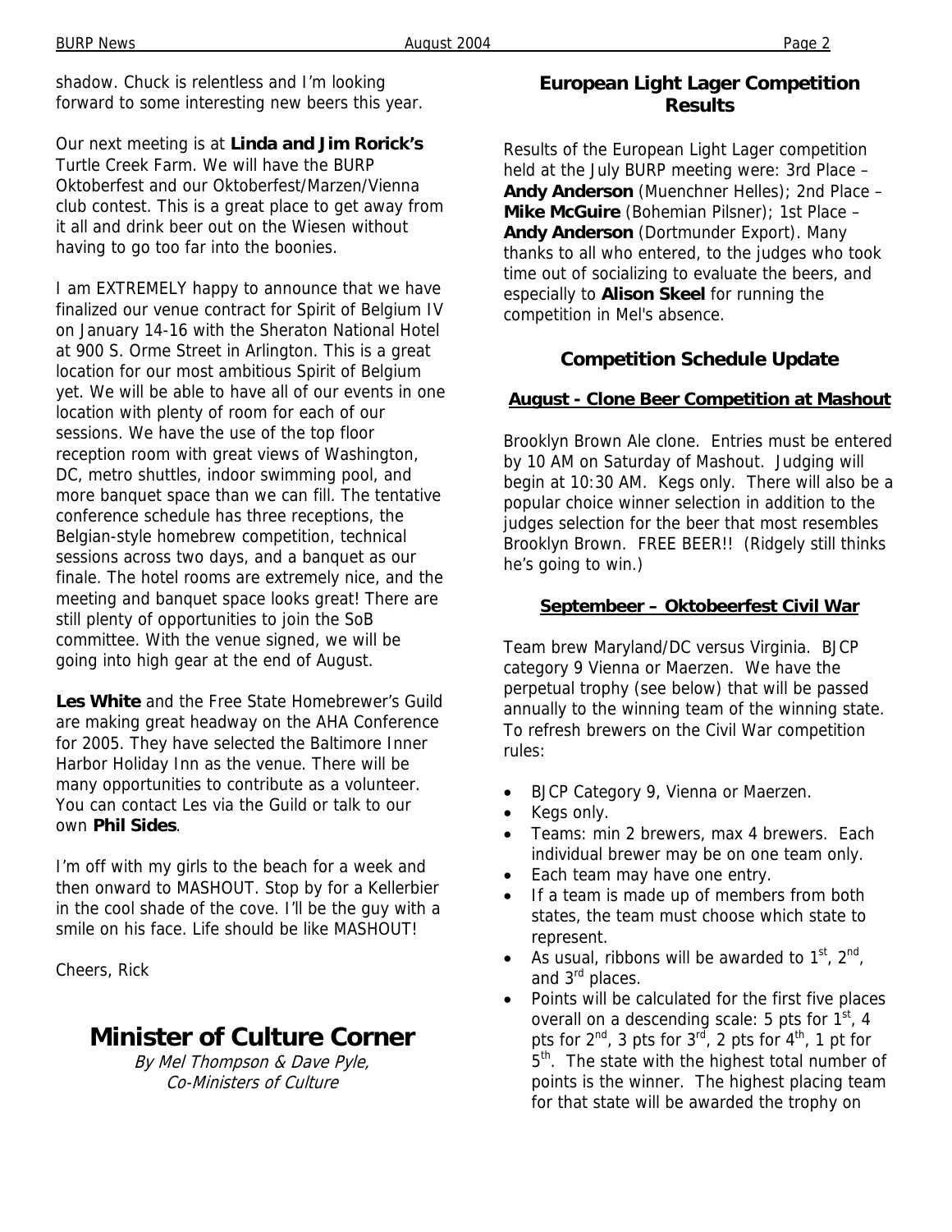shadow. Chuck is relentless and I'm looking forward to some interesting new beers this year.

Our next meeting is at **Linda and Jim Rorick's** Turtle Creek Farm. We will have the BURP Oktoberfest and our Oktoberfest/Marzen/Vienna club contest. This is a great place to get away from it all and drink beer out on the Wiesen without having to go too far into the boonies.

I am EXTREMELY happy to announce that we have finalized our venue contract for Spirit of Belgium IV on January 14-16 with the Sheraton National Hotel at 900 S. Orme Street in Arlington. This is a great location for our most ambitious Spirit of Belgium yet. We will be able to have all of our events in one location with plenty of room for each of our sessions. We have the use of the top floor reception room with great views of Washington, DC, metro shuttles, indoor swimming pool, and more banquet space than we can fill. The tentative conference schedule has three receptions, the Belgian-style homebrew competition, technical sessions across two days, and a banquet as our finale. The hotel rooms are extremely nice, and the meeting and banquet space looks great! There are still plenty of opportunities to join the SoB committee. With the venue signed, we will be going into high gear at the end of August.

**Les White** and the Free State Homebrewer's Guild are making great headway on the AHA Conference for 2005. They have selected the Baltimore Inner Harbor Holiday Inn as the venue. There will be many opportunities to contribute as a volunteer. You can contact Les via the Guild or talk to our own **Phil Sides**.

I'm off with my girls to the beach for a week and then onward to MASHOUT. Stop by for a Kellerbier in the cool shade of the cove. I'll be the guy with a smile on his face. Life should be like MASHOUT!

Cheers, Rick

# Minister of Culture Corner

*By Mel Thompson & Dave Pyle, Co-Ministers of Culture*

## European Light Lager Competition Results

Results of the European Light Lager competition held at the July BURP meeting were: 3rd Place – **Andy Anderson** (Muenchner Helles); 2nd Place – **Mike McGuire** (Bohemian Pilsner); 1st Place – **Andy Anderson** (Dortmunder Export). Many thanks to all who entered, to the judges who took time out of socializing to evaluate the beers, and especially to **Alison Skeel** for running the competition in Mel's absence.

## Competition Schedule Update

### August - Clone Beer Competition at Mashout

Brooklyn Brown Ale clone. Entries must be entered by 10 AM on Saturday of Mashout. Judging will begin at 10:30 AM. Kegs only. There will also be a popular choice winner selection in addition to the judges selection for the beer that most resembles Brooklyn Brown. FREE BEER!! (Ridgely still thinks he's going to win.)

### Septembeer – Oktobeerfest Civil War

Team brew Maryland/DC versus Virginia. BJCP category 9 Vienna or Maerzen. We have the perpetual trophy (see below) that will be passed annually to the winning team of the winning state. To refresh brewers on the Civil War competition rules:

- BJCP Category 9, Vienna or Maerzen.
- Kegs only.
- Teams: min 2 brewers, max 4 brewers. Each individual brewer may be on one team only.
- Each team may have one entry.
- If a team is made up of members from both states, the team must choose which state to represent.
- As usual, ribbons will be awarded to 1st, 2nd, and 3rd places.
- Points will be calculated for the first five places overall on a descending scale: 5 pts for 1st, 4 pts for 2nd, 3 pts for 3rd, 2 pts for 4th, 1 pt for 5th. The state with the highest total number of points is the winner. The highest placing team for that state will be awarded the trophy on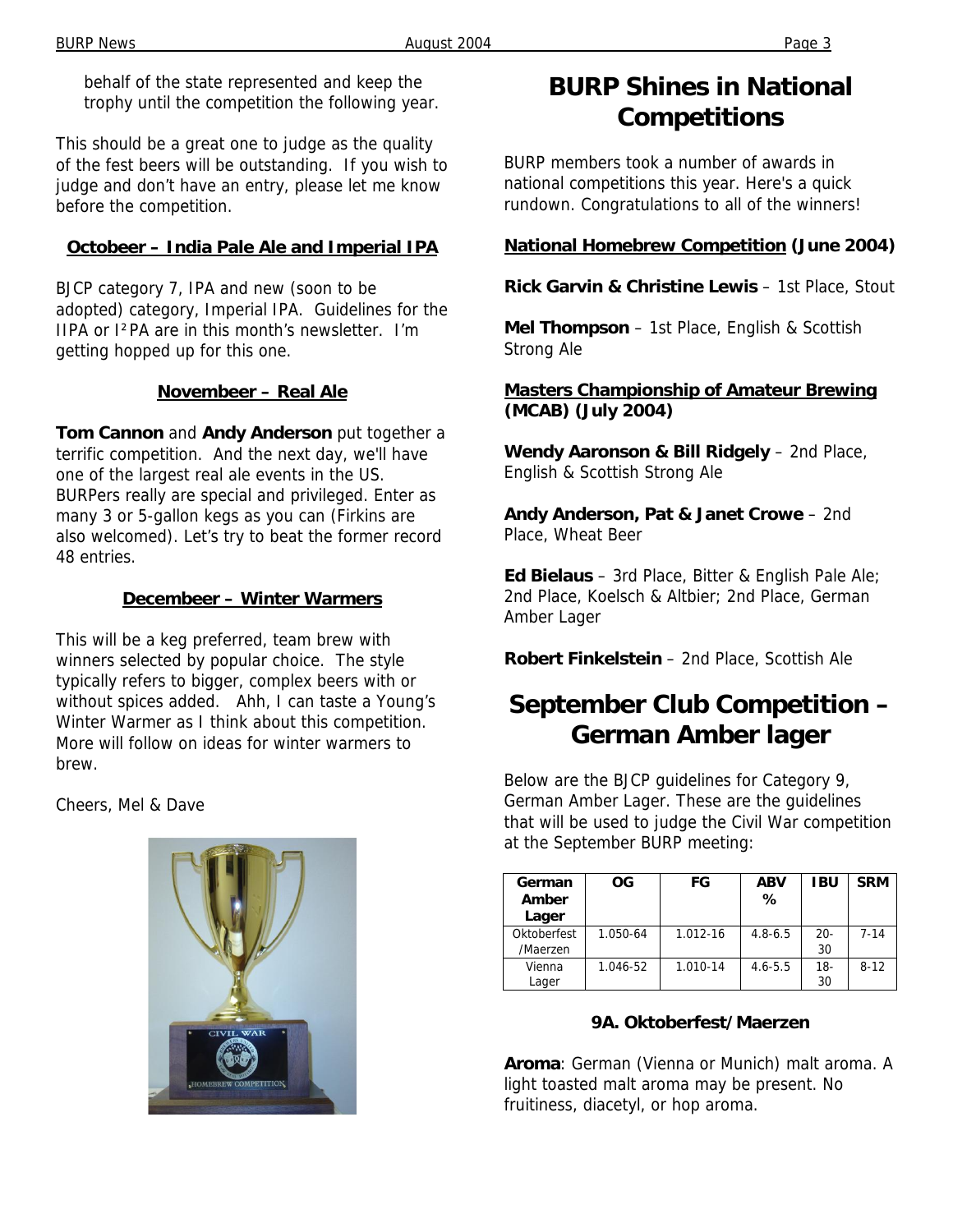behalf of the state represented and keep the trophy until the competition the following year.

This should be a great one to judge as the quality of the fest beers will be outstanding. If you wish to judge and don't have an entry, please let me know before the competition.

**Octobeer – India Pale Ale and Imperial IPA**

BJCP category 7, IPA and new (soon to be adopted) category, Imperial IPA. Guidelines for the IIPA or I²PA are in this month's newsletter. I'm getting hopped up for this one.

**Novembeer – Real Ale**

**Tom Cannon** and **Andy Anderson** put together a terrific competition. And the next day, we'll have one of the largest real ale events in the US. BURPers really are special and privileged. Enter as many 3 or 5-gallon kegs as you can (Firkins are also welcomed). Let's try to beat the former record 48 entries.

**Decembeer – Winter Warmers**

This will be a keg preferred, team brew with winners selected by popular choice. The style typically refers to bigger, complex beers with or without spices added. Ahh, I can taste a Young's Winter Warmer as I think about this competition. More will follow on ideas for winter warmers to brew.

Cheers, Mel & Dave

# BURP Shines in National Competitions

BURP members took a number of awards in national competitions this year. Here's a quick rundown. Congratulations to all of the winners!

**National Homebrew Competition (June 2004)**

**Rick Garvin & Christine Lewis** – 1st Place, Stout

**Mel Thompson** – 1st Place, English & Scottish Strong Ale

**Masters Championship of Amateur Brewing (MCAB) (July 2004)**

**Wendy Aaronson & Bill Ridgely** – 2nd Place, English & Scottish Strong Ale

**Andy Anderson, Pat & Janet Crowe** – 2nd Place, Wheat Beer

**Ed Bielaus** – 3rd Place, Bitter & English Pale Ale; 2nd Place, Koelsch & Altbier; 2nd Place, German Amber Lager

**Robert Finkelstein** – 2nd Place, Scottish Ale

# September Club Competition – German Amber lager

Below are the BJCP guidelines for Category 9, German Amber Lager. These are the guidelines that will be used to judge the Civil War competition at the September BURP meeting:

| German Amber Lager | OG | FG | ABV % | IBU | SRM |
|---|---|---|---|---|---|
| Oktoberfest /Maerzen | 1.050-64 | 1.012-16 | 4.8-6.5 | 20-30 | 7-14 |
| Vienna Lager | 1.046-52 | 1.010-14 | 4.6-5.5 | 18-30 | 8-12 |

**9A. Oktoberfest/Maerzen**

**Aroma**: German (Vienna or Munich) malt aroma. A light toasted malt aroma may be present. No fruitiness, diacetyl, or hop aroma.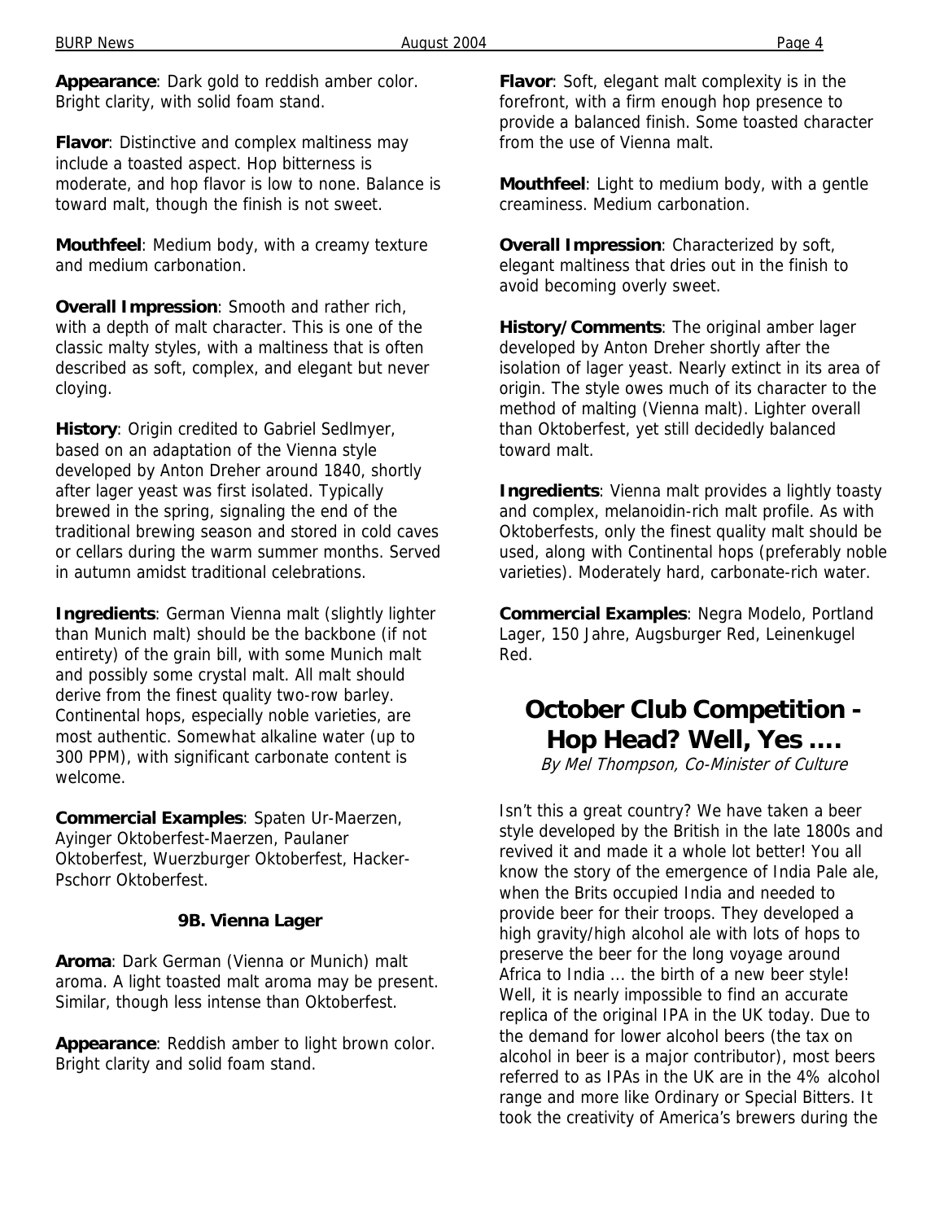**Appearance**: Dark gold to reddish amber color. Bright clarity, with solid foam stand.

**Flavor**: Distinctive and complex maltiness may include a toasted aspect. Hop bitterness is moderate, and hop flavor is low to none. Balance is toward malt, though the finish is not sweet.

**Mouthfeel**: Medium body, with a creamy texture and medium carbonation.

**Overall Impression**: Smooth and rather rich, with a depth of malt character. This is one of the classic malty styles, with a maltiness that is often described as soft, complex, and elegant but never cloying.

**History**: Origin credited to Gabriel Sedlmyer, based on an adaptation of the Vienna style developed by Anton Dreher around 1840, shortly after lager yeast was first isolated. Typically brewed in the spring, signaling the end of the traditional brewing season and stored in cold caves or cellars during the warm summer months. Served in autumn amidst traditional celebrations.

**Ingredients**: German Vienna malt (slightly lighter than Munich malt) should be the backbone (if not entirety) of the grain bill, with some Munich malt and possibly some crystal malt. All malt should derive from the finest quality two-row barley. Continental hops, especially noble varieties, are most authentic. Somewhat alkaline water (up to 300 PPM), with significant carbonate content is welcome.

**Commercial Examples**: Spaten Ur-Maerzen, Ayinger Oktoberfest-Maerzen, Paulaner Oktoberfest, Wuerzburger Oktoberfest, Hacker-Pschorr Oktoberfest.

### 9B. Vienna Lager

**Aroma**: Dark German (Vienna or Munich) malt aroma. A light toasted malt aroma may be present. Similar, though less intense than Oktoberfest.

**Appearance**: Reddish amber to light brown color. Bright clarity and solid foam stand.

**Flavor**: Soft, elegant malt complexity is in the forefront, with a firm enough hop presence to provide a balanced finish. Some toasted character from the use of Vienna malt.

**Mouthfeel**: Light to medium body, with a gentle creaminess. Medium carbonation.

**Overall Impression**: Characterized by soft, elegant maltiness that dries out in the finish to avoid becoming overly sweet.

**History/Comments**: The original amber lager developed by Anton Dreher shortly after the isolation of lager yeast. Nearly extinct in its area of origin. The style owes much of its character to the method of malting (Vienna malt). Lighter overall than Oktoberfest, yet still decidedly balanced toward malt.

**Ingredients**: Vienna malt provides a lightly toasty and complex, melanoidin-rich malt profile. As with Oktoberfests, only the finest quality malt should be used, along with Continental hops (preferably noble varieties). Moderately hard, carbonate-rich water.

**Commercial Examples**: Negra Modelo, Portland Lager, 150 Jahre, Augsburger Red, Leinenkugel Red.

# October Club Competition - Hop Head? Well, Yes ….

*By Mel Thompson, Co-Minister of Culture*

Isn't this a great country? We have taken a beer style developed by the British in the late 1800s and revived it and made it a whole lot better! You all know the story of the emergence of India Pale ale, when the Brits occupied India and needed to provide beer for their troops. They developed a high gravity/high alcohol ale with lots of hops to preserve the beer for the long voyage around Africa to India … the birth of a new beer style! Well, it is nearly impossible to find an accurate replica of the original IPA in the UK today. Due to the demand for lower alcohol beers (the tax on alcohol in beer is a major contributor), most beers referred to as IPAs in the UK are in the 4% alcohol range and more like Ordinary or Special Bitters. It took the creativity of America's brewers during the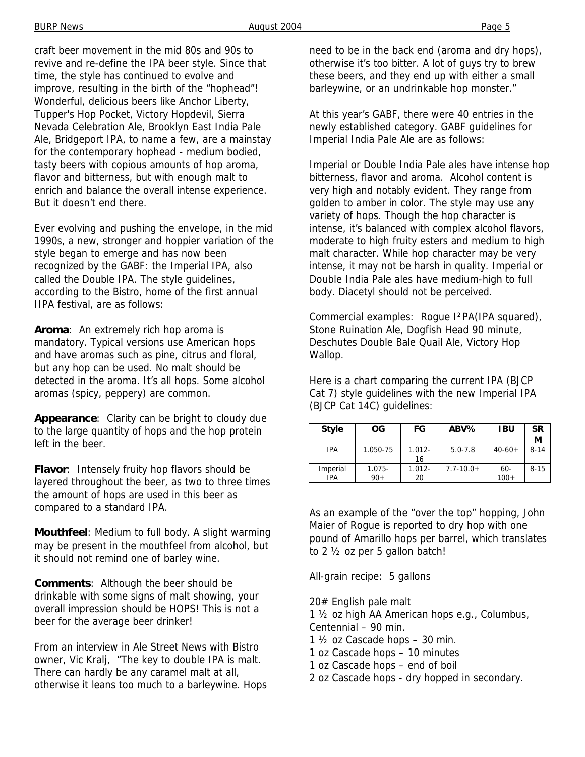craft beer movement in the mid 80s and 90s to revive and re-define the IPA beer style. Since that time, the style has continued to evolve and improve, resulting in the birth of the "hophead"! Wonderful, delicious beers like Anchor Liberty, Tupper's Hop Pocket, Victory Hopdevil, Sierra Nevada Celebration Ale, Brooklyn East India Pale Ale, Bridgeport IPA, to name a few, are a mainstay for the contemporary hophead - medium bodied, tasty beers with copious amounts of hop aroma, flavor and bitterness, but with enough malt to enrich and balance the overall intense experience. But it doesn't end there.

Ever evolving and pushing the envelope, in the mid 1990s, a new, stronger and hoppier variation of the style began to emerge and has now been recognized by the GABF: the Imperial IPA, also called the Double IPA. The style guidelines, according to the Bistro, home of the first annual IIPA festival, are as follows:

**Aroma**: An extremely rich hop aroma is mandatory. Typical versions use American hops and have aromas such as pine, citrus and floral, but any hop can be used. No malt should be detected in the aroma. It's all hops. Some alcohol aromas (spicy, peppery) are common.

**Appearance**: Clarity can be bright to cloudy due to the large quantity of hops and the hop protein left in the beer.

**Flavor**: Intensely fruity hop flavors should be layered throughout the beer, as two to three times the amount of hops are used in this beer as compared to a standard IPA.

**Mouthfeel**: Medium to full body. A slight warming may be present in the mouthfeel from alcohol, but it <u>should not remind one of barley wine</u>.

**Comments**: Although the beer should be drinkable with some signs of malt showing, your overall impression should be HOPS! This is not a beer for the average beer drinker!

From an interview in Ale Street News with Bistro owner, Vic Kralj, "The key to double IPA is malt. There can hardly be any caramel malt at all, otherwise it leans too much to a barleywine. Hops need to be in the back end (aroma and dry hops), otherwise it's too bitter. A lot of guys try to brew these beers, and they end up with either a small barleywine, or an undrinkable hop monster."

At this year's GABF, there were 40 entries in the newly established category. GABF guidelines for Imperial India Pale Ale are as follows:

Imperial or Double India Pale ales have intense hop bitterness, flavor and aroma. Alcohol content is very high and notably evident. They range from golden to amber in color. The style may use any variety of hops. Though the hop character is intense, it's balanced with complex alcohol flavors, moderate to high fruity esters and medium to high malt character. While hop character may be very intense, it may not be harsh in quality. Imperial or Double India Pale ales have medium-high to full body. Diacetyl should not be perceived.

Commercial examples: Rogue I²PA(IPA squared), Stone Ruination Ale, Dogfish Head 90 minute, Deschutes Double Bale Quail Ale, Victory Hop Wallop.

Here is a chart comparing the current IPA (BJCP Cat 7) style guidelines with the new Imperial IPA (BJCP Cat 14C) guidelines:

| Style | OG | FG | ABV% | IBU | SRM |
|---|---|---|---|---|---|
| IPA | 1.050-75 | 1.012-16 | 5.0-7.8 | 40-60+ | 8-14 |
| Imperial IPA | 1.075-90+ | 1.012-20 | 7.7-10.0+ | 60-100+ | 8-15 |

As an example of the "over the top" hopping, John Maier of Rogue is reported to dry hop with one pound of Amarillo hops per barrel, which translates to 2 ½ oz per 5 gallon batch!

All-grain recipe: 5 gallons

20# English pale malt
1 ½ oz high AA American hops e.g., Columbus, Centennial – 90 min.
1 ½ oz Cascade hops – 30 min.
1 oz Cascade hops – 10 minutes
1 oz Cascade hops – end of boil
2 oz Cascade hops - dry hopped in secondary.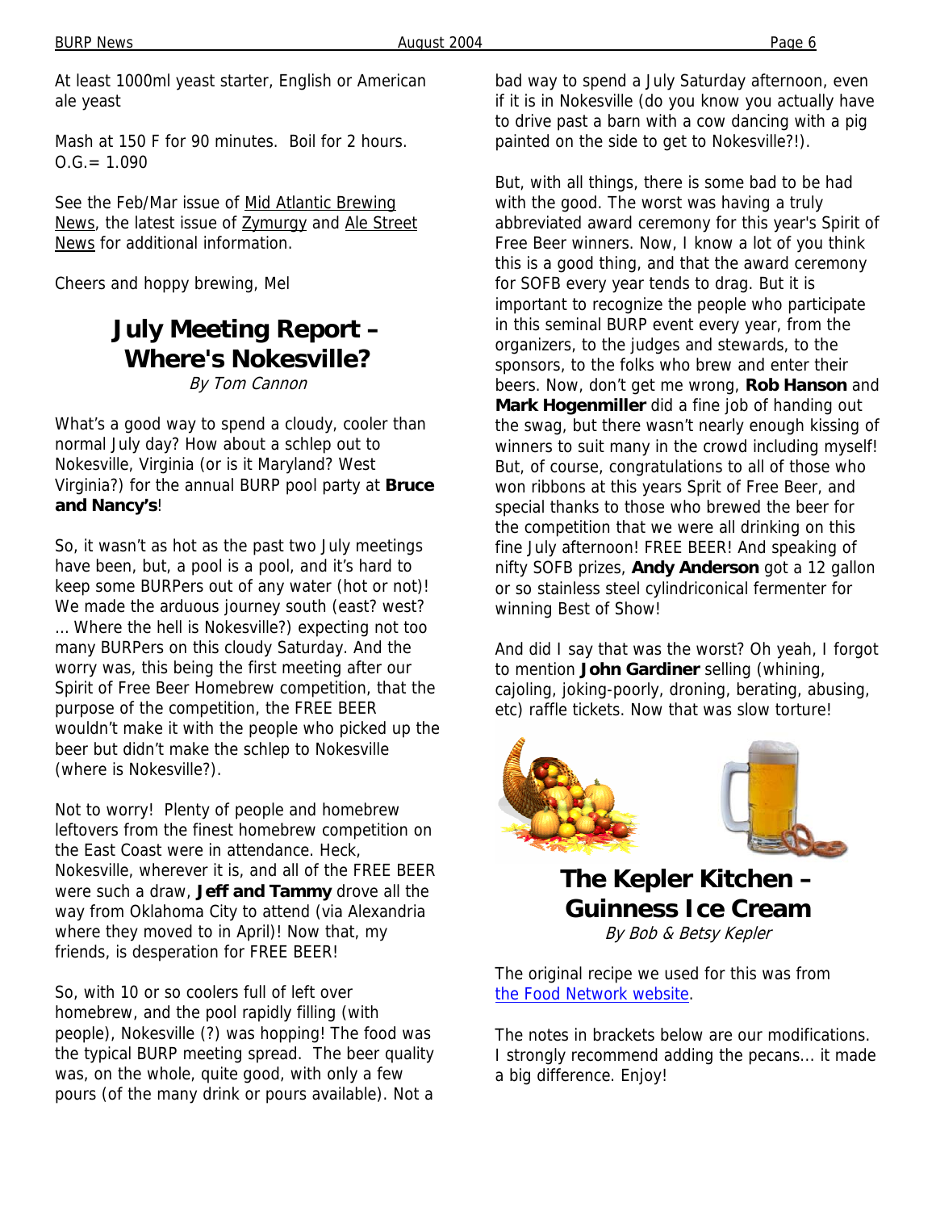At least 1000ml yeast starter, English or American ale yeast

Mash at 150 F for 90 minutes. Boil for 2 hours. O.G.= 1.090

See the Feb/Mar issue of Mid Atlantic Brewing News, the latest issue of Zymurgy and Ale Street News for additional information.

Cheers and hoppy brewing, Mel

## July Meeting Report – Where's Nokesville?

*By Tom Cannon*

What's a good way to spend a cloudy, cooler than normal July day? How about a schlep out to Nokesville, Virginia (or is it Maryland? West Virginia?) for the annual BURP pool party at **Bruce and Nancy's**!

So, it wasn't as hot as the past two July meetings have been, but, a pool is a pool, and it's hard to keep some BURPers out of any water (hot or not)! We made the arduous journey south (east? west? … Where the hell is Nokesville?) expecting not too many BURPers on this cloudy Saturday. And the worry was, this being the first meeting after our Spirit of Free Beer Homebrew competition, that the purpose of the competition, the FREE BEER wouldn't make it with the people who picked up the beer but didn't make the schlep to Nokesville (where is Nokesville?).

Not to worry! Plenty of people and homebrew leftovers from the finest homebrew competition on the East Coast were in attendance. Heck, Nokesville, wherever it is, and all of the FREE BEER were such a draw, **Jeff and Tammy** drove all the way from Oklahoma City to attend (via Alexandria where they moved to in April)! Now that, my friends, is desperation for FREE BEER!

So, with 10 or so coolers full of left over homebrew, and the pool rapidly filling (with people), Nokesville (?) was hopping! The food was the typical BURP meeting spread. The beer quality was, on the whole, quite good, with only a few pours (of the many drink or pours available). Not a bad way to spend a July Saturday afternoon, even if it is in Nokesville (do you know you actually have to drive past a barn with a cow dancing with a pig painted on the side to get to Nokesville?!).

But, with all things, there is some bad to be had with the good. The worst was having a truly abbreviated award ceremony for this year's Spirit of Free Beer winners. Now, I know a lot of you think this is a good thing, and that the award ceremony for SOFB every year tends to drag. But it is important to recognize the people who participate in this seminal BURP event every year, from the organizers, to the judges and stewards, to the sponsors, to the folks who brew and enter their beers. Now, don't get me wrong, **Rob Hanson** and **Mark Hogenmiller** did a fine job of handing out the swag, but there wasn't nearly enough kissing of winners to suit many in the crowd including myself! But, of course, congratulations to all of those who won ribbons at this years Sprit of Free Beer, and special thanks to those who brewed the beer for the competition that we were all drinking on this fine July afternoon! FREE BEER! And speaking of nifty SOFB prizes, **Andy Anderson** got a 12 gallon or so stainless steel cylindriconical fermenter for winning Best of Show!

And did I say that was the worst? Oh yeah, I forgot to mention **John Gardiner** selling (whining, cajoling, joking-poorly, droning, berating, abusing, etc) raffle tickets. Now that was slow torture!

## The Kepler Kitchen – Guinness Ice Cream

*By Bob & Betsy Kepler*

The original recipe we used for this was from the Food Network website.

The notes in brackets below are our modifications. I strongly recommend adding the pecans... it made a big difference. Enjoy!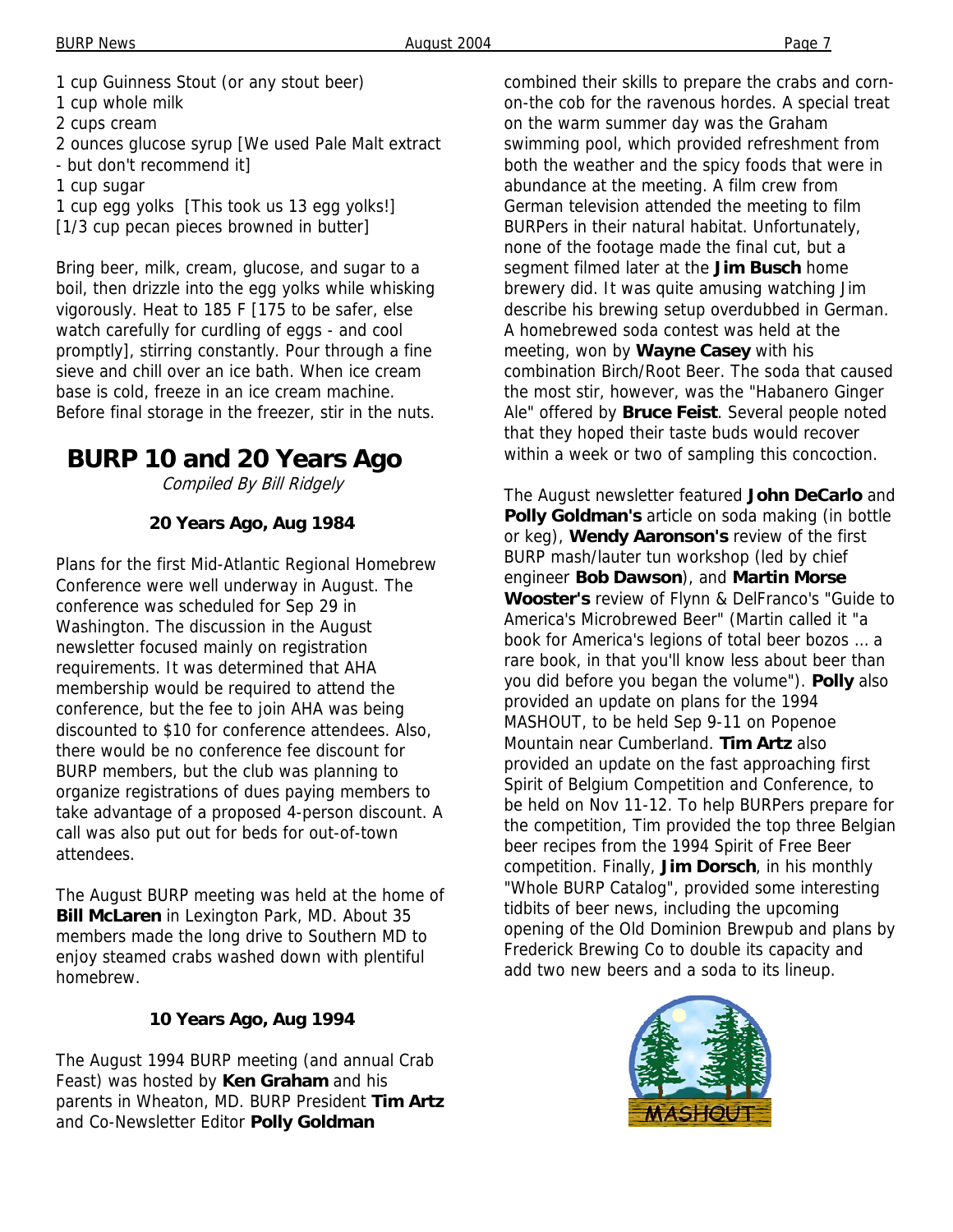1 cup Guinness Stout (or any stout beer)
1 cup whole milk
2 cups cream
2 ounces glucose syrup [We used Pale Malt extract - but don't recommend it]
1 cup sugar
1 cup egg yolks [This took us 13 egg yolks!]
[1/3 cup pecan pieces browned in butter]

Bring beer, milk, cream, glucose, and sugar to a boil, then drizzle into the egg yolks while whisking vigorously. Heat to 185 F [175 to be safer, else watch carefully for curdling of eggs - and cool promptly], stirring constantly. Pour through a fine sieve and chill over an ice bath. When ice cream base is cold, freeze in an ice cream machine. Before final storage in the freezer, stir in the nuts.

# BURP 10 and 20 Years Ago

*Compiled By Bill Ridgely*

### 20 Years Ago, Aug 1984

Plans for the first Mid-Atlantic Regional Homebrew Conference were well underway in August. The conference was scheduled for Sep 29 in Washington. The discussion in the August newsletter focused mainly on registration requirements. It was determined that AHA membership would be required to attend the conference, but the fee to join AHA was being discounted to $10 for conference attendees. Also, there would be no conference fee discount for BURP members, but the club was planning to organize registrations of dues paying members to take advantage of a proposed 4-person discount. A call was also put out for beds for out-of-town attendees.

The August BURP meeting was held at the home of **Bill McLaren** in Lexington Park, MD. About 35 members made the long drive to Southern MD to enjoy steamed crabs washed down with plentiful homebrew.

### 10 Years Ago, Aug 1994

The August 1994 BURP meeting (and annual Crab Feast) was hosted by **Ken Graham** and his parents in Wheaton, MD. BURP President **Tim Artz** and Co-Newsletter Editor **Polly Goldman** combined their skills to prepare the crabs and corn-on-the cob for the ravenous hordes. A special treat on the warm summer day was the Graham swimming pool, which provided refreshment from both the weather and the spicy foods that were in abundance at the meeting. A film crew from German television attended the meeting to film BURPers in their natural habitat. Unfortunately, none of the footage made the final cut, but a segment filmed later at the **Jim Busch** home brewery did. It was quite amusing watching Jim describe his brewing setup overdubbed in German. A homebrewed soda contest was held at the meeting, won by **Wayne Casey** with his combination Birch/Root Beer. The soda that caused the most stir, however, was the "Habanero Ginger Ale" offered by **Bruce Feist**. Several people noted that they hoped their taste buds would recover within a week or two of sampling this concoction.

The August newsletter featured **John DeCarlo** and **Polly Goldman's** article on soda making (in bottle or keg), **Wendy Aaronson's** review of the first BURP mash/lauter tun workshop (led by chief engineer **Bob Dawson**), and **Martin Morse Wooster's** review of Flynn & DelFranco's "Guide to America's Microbrewed Beer" (Martin called it "a book for America's legions of total beer bozos … a rare book, in that you'll know less about beer than you did before you began the volume"). **Polly** also provided an update on plans for the 1994 MASHOUT, to be held Sep 9-11 on Popenoe Mountain near Cumberland. **Tim Artz** also provided an update on the fast approaching first Spirit of Belgium Competition and Conference, to be held on Nov 11-12. To help BURPers prepare for the competition, Tim provided the top three Belgian beer recipes from the 1994 Spirit of Free Beer competition. Finally, **Jim Dorsch**, in his monthly "Whole BURP Catalog", provided some interesting tidbits of beer news, including the upcoming opening of the Old Dominion Brewpub and plans by Frederick Brewing Co to double its capacity and add two new beers and a soda to its lineup.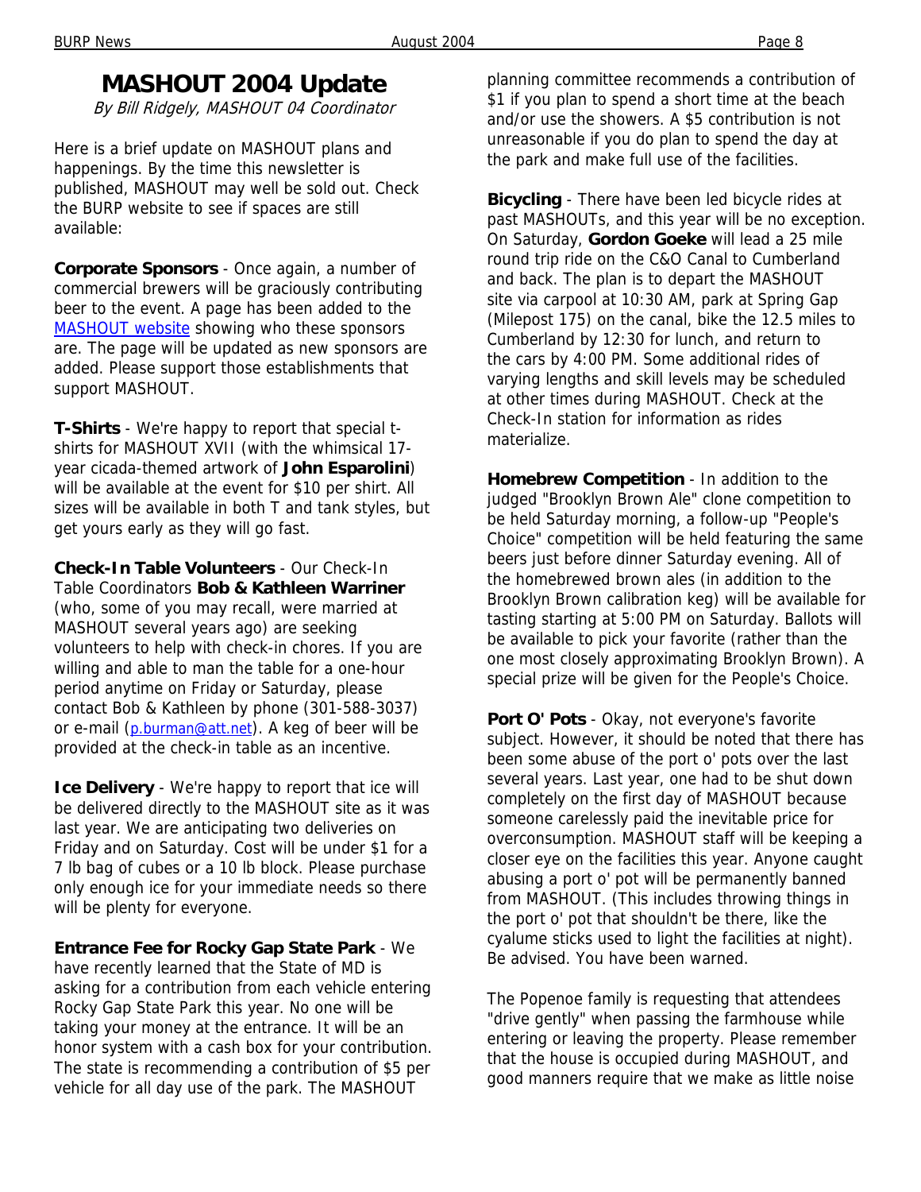# MASHOUT 2004 Update

*By Bill Ridgely, MASHOUT 04 Coordinator*

Here is a brief update on MASHOUT plans and happenings. By the time this newsletter is published, MASHOUT may well be sold out. Check the BURP website to see if spaces are still available:

**Corporate Sponsors** - Once again, a number of commercial brewers will be graciously contributing beer to the event. A page has been added to the MASHOUT website showing who these sponsors are. The page will be updated as new sponsors are added. Please support those establishments that support MASHOUT.

**T-Shirts** - We're happy to report that special t-shirts for MASHOUT XVII (with the whimsical 17-year cicada-themed artwork of **John Esparolini**) will be available at the event for $10 per shirt. All sizes will be available in both T and tank styles, but get yours early as they will go fast.

**Check-In Table Volunteers** - Our Check-In Table Coordinators **Bob & Kathleen Warriner** (who, some of you may recall, were married at MASHOUT several years ago) are seeking volunteers to help with check-in chores. If you are willing and able to man the table for a one-hour period anytime on Friday or Saturday, please contact Bob & Kathleen by phone (301-588-3037) or e-mail (p.burman@att.net). A keg of beer will be provided at the check-in table as an incentive.

**Ice Delivery** - We're happy to report that ice will be delivered directly to the MASHOUT site as it was last year. We are anticipating two deliveries on Friday and on Saturday. Cost will be under $1 for a 7 lb bag of cubes or a 10 lb block. Please purchase only enough ice for your immediate needs so there will be plenty for everyone.

**Entrance Fee for Rocky Gap State Park** - We have recently learned that the State of MD is asking for a contribution from each vehicle entering Rocky Gap State Park this year. No one will be taking your money at the entrance. It will be an honor system with a cash box for your contribution. The state is recommending a contribution of $5 per vehicle for all day use of the park. The MASHOUT planning committee recommends a contribution of $1 if you plan to spend a short time at the beach and/or use the showers. A $5 contribution is not unreasonable if you do plan to spend the day at the park and make full use of the facilities.

**Bicycling** - There have been led bicycle rides at past MASHOUTs, and this year will be no exception. On Saturday, **Gordon Goeke** will lead a 25 mile round trip ride on the C&O Canal to Cumberland and back. The plan is to depart the MASHOUT site via carpool at 10:30 AM, park at Spring Gap (Milepost 175) on the canal, bike the 12.5 miles to Cumberland by 12:30 for lunch, and return to the cars by 4:00 PM. Some additional rides of varying lengths and skill levels may be scheduled at other times during MASHOUT. Check at the Check-In station for information as rides materialize.

**Homebrew Competition** - In addition to the judged "Brooklyn Brown Ale" clone competition to be held Saturday morning, a follow-up "People's Choice" competition will be held featuring the same beers just before dinner Saturday evening. All of the homebrewed brown ales (in addition to the Brooklyn Brown calibration keg) will be available for tasting starting at 5:00 PM on Saturday. Ballots will be available to pick your favorite (rather than the one most closely approximating Brooklyn Brown). A special prize will be given for the People's Choice.

**Port O' Pots** - Okay, not everyone's favorite subject. However, it should be noted that there has been some abuse of the port o' pots over the last several years. Last year, one had to be shut down completely on the first day of MASHOUT because someone carelessly paid the inevitable price for overconsumption. MASHOUT staff will be keeping a closer eye on the facilities this year. Anyone caught abusing a port o' pot will be permanently banned from MASHOUT. (This includes throwing things in the port o' pot that shouldn't be there, like the cyalume sticks used to light the facilities at night). Be advised. You have been warned.

The Popenoe family is requesting that attendees "drive gently" when passing the farmhouse while entering or leaving the property. Please remember that the house is occupied during MASHOUT, and good manners require that we make as little noise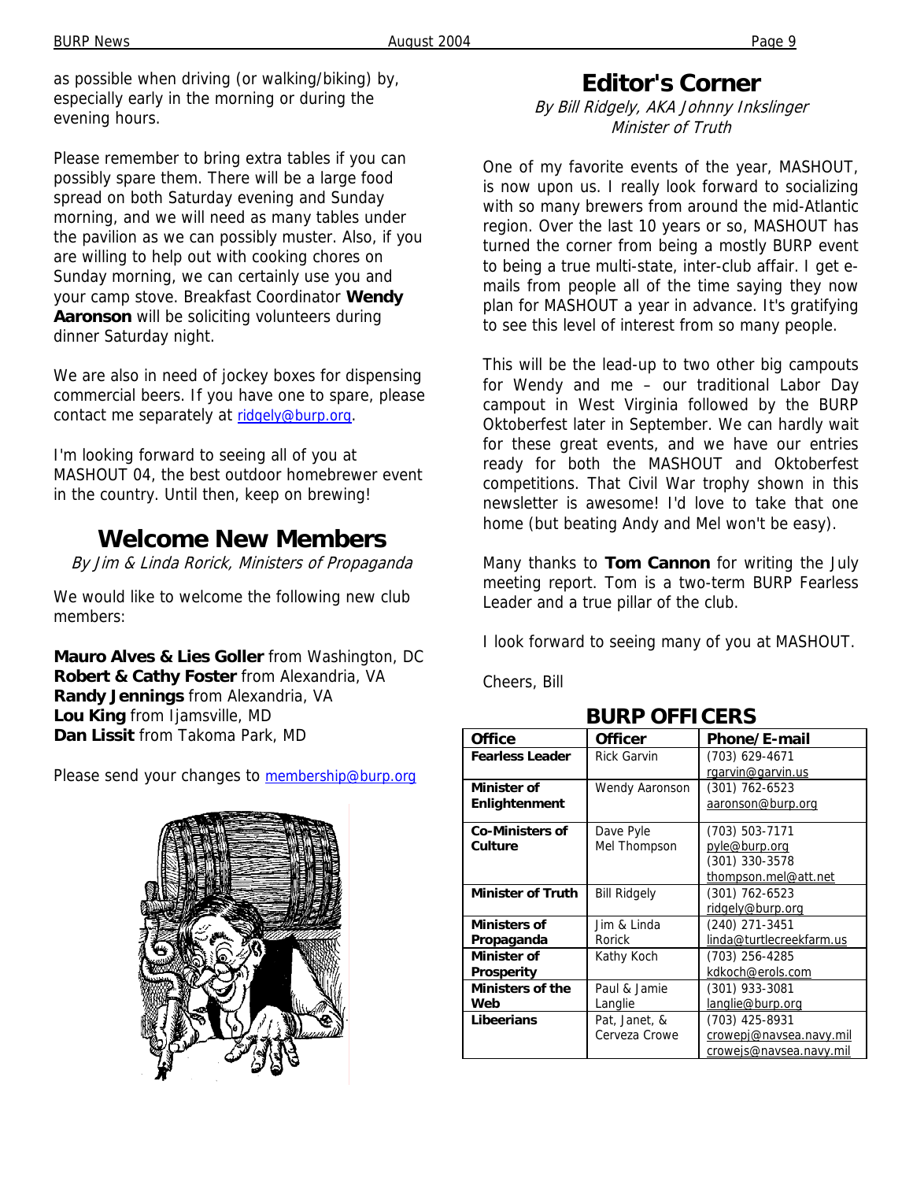as possible when driving (or walking/biking) by, especially early in the morning or during the evening hours.

Please remember to bring extra tables if you can possibly spare them. There will be a large food spread on both Saturday evening and Sunday morning, and we will need as many tables under the pavilion as we can possibly muster. Also, if you are willing to help out with cooking chores on Sunday morning, we can certainly use you and your camp stove. Breakfast Coordinator **Wendy Aaronson** will be soliciting volunteers during dinner Saturday night.

We are also in need of jockey boxes for dispensing commercial beers. If you have one to spare, please contact me separately at ridgely@burp.org.

I'm looking forward to seeing all of you at MASHOUT 04, the best outdoor homebrewer event in the country. Until then, keep on brewing!

## Welcome New Members

*By Jim & Linda Rorick, Ministers of Propaganda*

We would like to welcome the following new club members:

**Mauro Alves & Lies Goller** from Washington, DC
**Robert & Cathy Foster** from Alexandria, VA
**Randy Jennings** from Alexandria, VA
**Lou King** from Ijamsville, MD
**Dan Lissit** from Takoma Park, MD

Please send your changes to membership@burp.org

## Editor's Corner

*By Bill Ridgely, AKA Johnny Inkslinger*
*Minister of Truth*

One of my favorite events of the year, MASHOUT, is now upon us. I really look forward to socializing with so many brewers from around the mid-Atlantic region. Over the last 10 years or so, MASHOUT has turned the corner from being a mostly BURP event to being a true multi-state, inter-club affair. I get e-mails from people all of the time saying they now plan for MASHOUT a year in advance. It's gratifying to see this level of interest from so many people.

This will be the lead-up to two other big campouts for Wendy and me – our traditional Labor Day campout in West Virginia followed by the BURP Oktoberfest later in September. We can hardly wait for these great events, and we have our entries ready for both the MASHOUT and Oktoberfest competitions. That Civil War trophy shown in this newsletter is awesome! I'd love to take that one home (but beating Andy and Mel won't be easy).

Many thanks to **Tom Cannon** for writing the July meeting report. Tom is a two-term BURP Fearless Leader and a true pillar of the club.

I look forward to seeing many of you at MASHOUT.

Cheers, Bill

## BURP OFFICERS

| Office | Officer | Phone/E-mail |
|---|---|---|
| **Fearless Leader** | Rick Garvin | (703) 629-4671<br>rgarvin@garvin.us |
| **Minister of Enlightenment** | Wendy Aaronson | (301) 762-6523<br>aaronson@burp.org |
| **Co-Ministers of Culture** | Dave Pyle<br>Mel Thompson | (703) 503-7171<br>pyle@burp.org<br>(301) 330-3578<br>thompson.mel@att.net |
| **Minister of Truth** | Bill Ridgely | (301) 762-6523<br>ridgely@burp.org |
| **Ministers of Propaganda** | Jim & Linda Rorick | (240) 271-3451<br>linda@turtlecreekfarm.us |
| **Minister of Prosperity** | Kathy Koch | (703) 256-4285<br>kdkoch@erols.com |
| **Ministers of the Web** | Paul & Jamie Langlie | (301) 933-3081<br>langlie@burp.org |
| **Libeerians** | Pat, Janet, & Cerveza Crowe | (703) 425-8931<br>crowepj@navsea.navy.mil<br>crowejs@navsea.navy.mil |